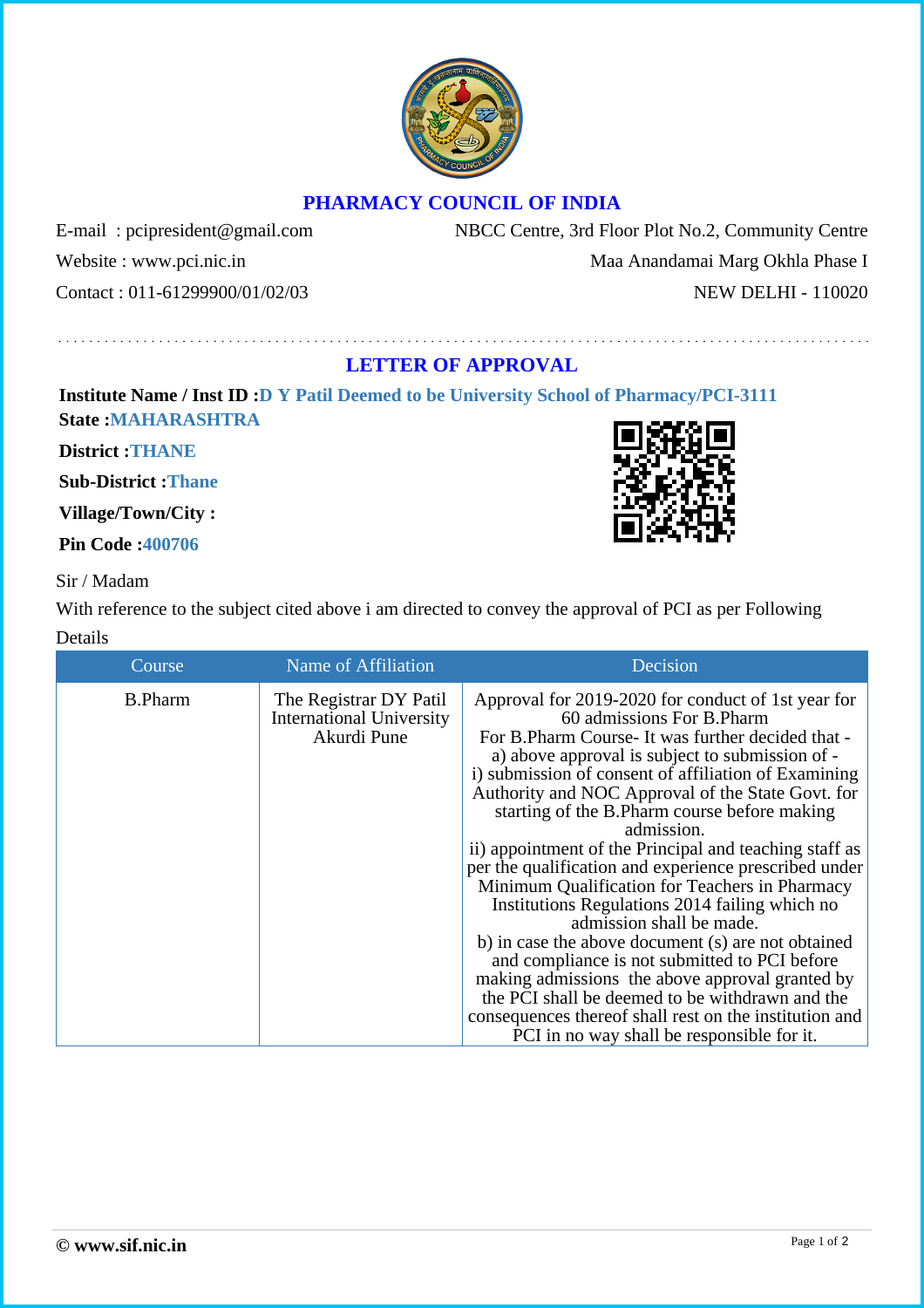# PHARMACY COUNCIL OF INDIA

E-mail : pcipresident@gmail.com
Website : www.pci.nic.in
Contact : 011-61299900/01/02/03

NBCC Centre, 3rd Floor Plot No.2, Community Centre
Maa Anandamai Marg Okhla Phase I
NEW DELHI - 110020

## LETTER OF APPROVAL

**Institute Name / Inst ID :** D Y Patil Deemed to be University School of Pharmacy/PCI-3111

**State :** MAHARASHTRA

**District :** THANE

**Sub-District :** Thane

**Village/Town/City :**

**Pin Code :** 400706

Sir / Madam

With reference to the subject cited above i am directed to convey the approval of PCI as per Following Details

| Course | Name of Affiliation | Decision |
| --- | --- | --- |
| B.Pharm | The Registrar DY Patil International University Akurdi Pune | Approval for 2019-2020 for conduct of 1st year for 60 admissions For B.Pharm<br>For B.Pharm Course- It was further decided that -<br>a) above approval is subject to submission of -<br>i) submission of consent of affiliation of Examining Authority and NOC Approval of the State Govt. for starting of the B.Pharm course before making admission.<br>ii) appointment of the Principal and teaching staff as per the qualification and experience prescribed under Minimum Qualification for Teachers in Pharmacy Institutions Regulations 2014 failing which no admission shall be made.<br>b) in case the above document (s) are not obtained and compliance is not submitted to PCI before making admissions the above approval granted by the PCI shall be deemed to be withdrawn and the consequences thereof shall rest on the institution and PCI in no way shall be responsible for it. |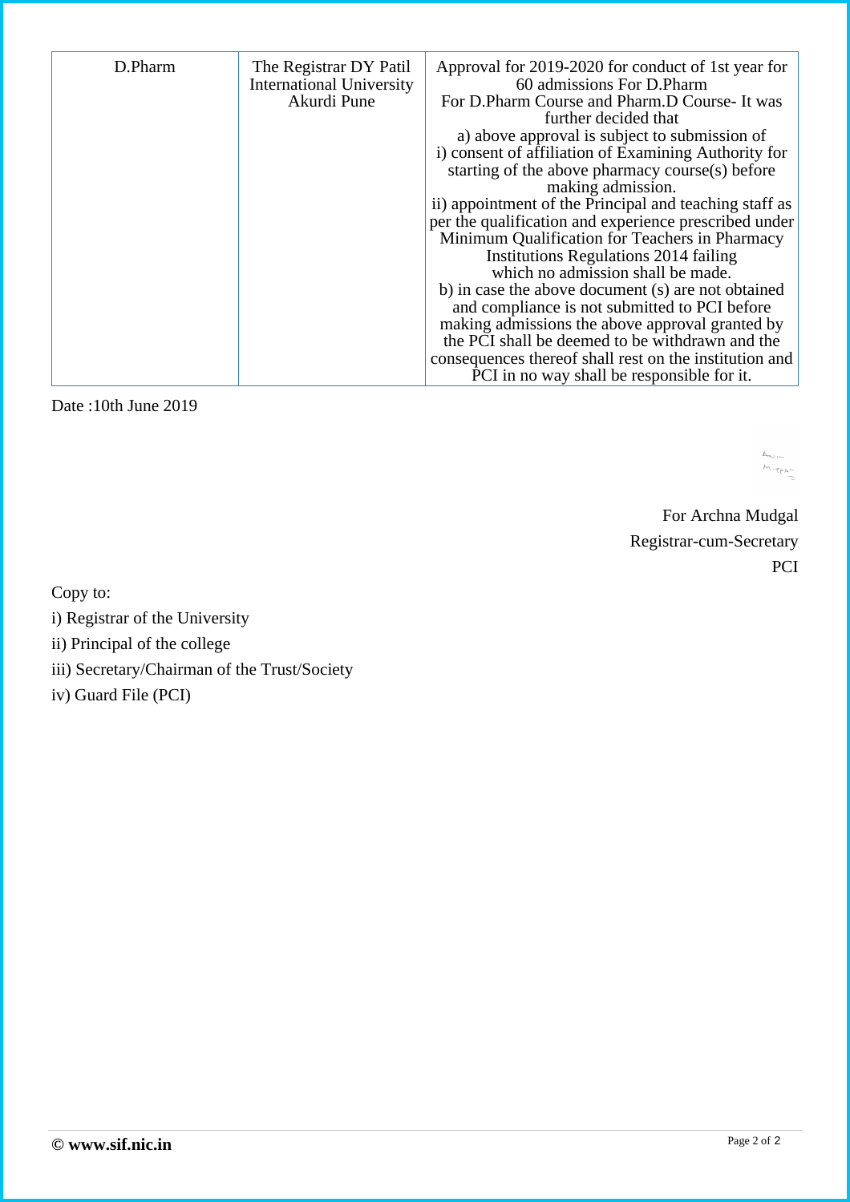| | | |
|---|---|---|
| D.Pharm | The Registrar DY Patil International University Akurdi Pune | Approval for 2019-2020 for conduct of 1st year for 60 admissions For D.Pharm<br>For D.Pharm Course and Pharm.D Course- It was further decided that<br>a) above approval is subject to submission of<br>i) consent of affiliation of Examining Authority for starting of the above pharmacy course(s) before making admission.<br>ii) appointment of the Principal and teaching staff as per the qualification and experience prescribed under Minimum Qualification for Teachers in Pharmacy Institutions Regulations 2014 failing which no admission shall be made.<br>b) in case the above document (s) are not obtained and compliance is not submitted to PCI before making admissions the above approval granted by the PCI shall be deemed to be withdrawn and the consequences thereof shall rest on the institution and PCI in no way shall be responsible for it. |

Date :10th June 2019

For Archna Mudgal
Registrar-cum-Secretary
PCI

Copy to:

i) Registrar of the University

ii) Principal of the college

iii) Secretary/Chairman of the Trust/Society

iv) Guard File (PCI)

© www.sif.nic.in